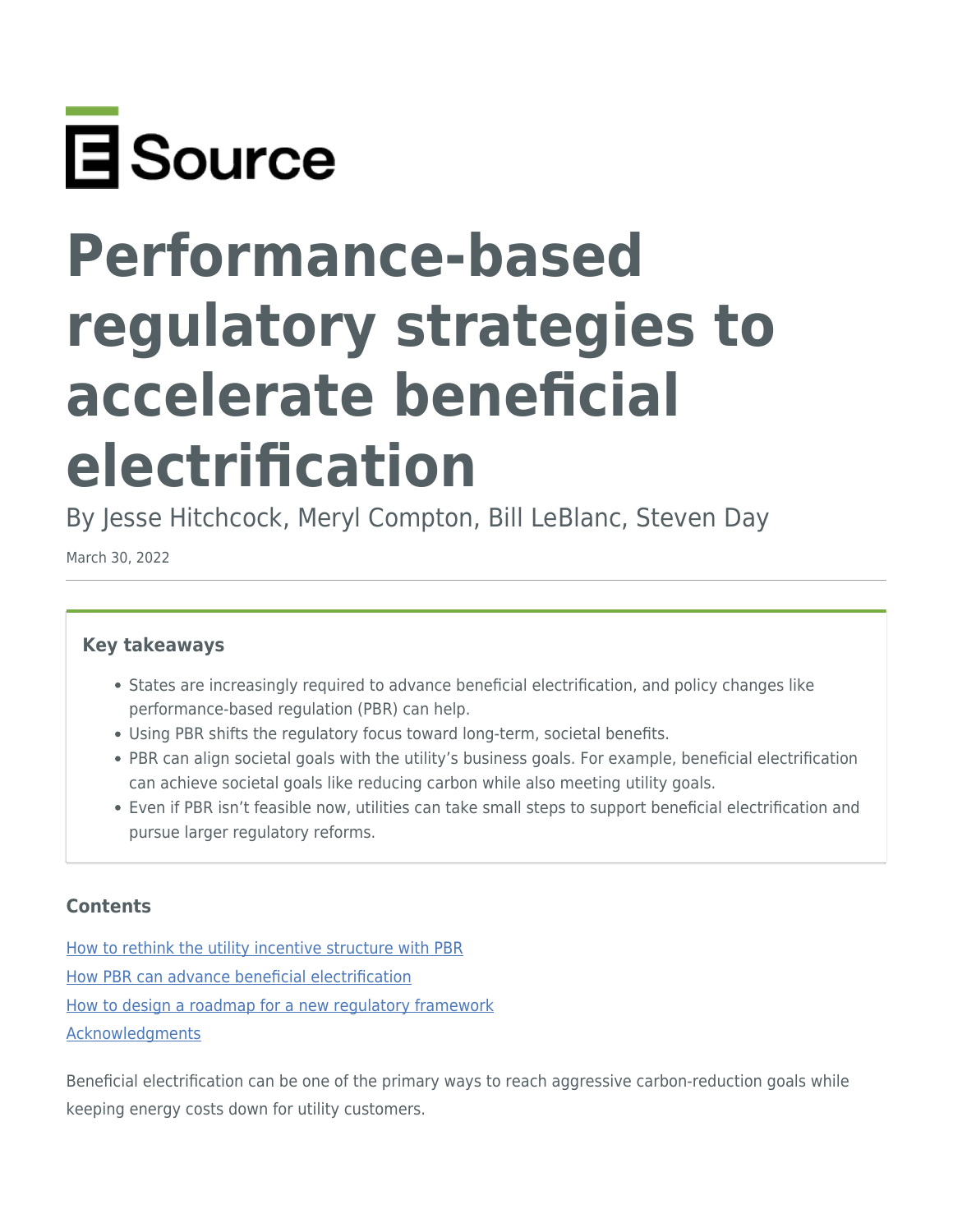E Source

# Performance-based regulatory strategies to accelerate beneficial electrification

By Jesse Hitchcock, Meryl Compton, Bill LeBlanc, Steven Day

March 30, 2022

---

### Key takeaways

- States are increasingly required to advance beneficial electrification, and policy changes like performance-based regulation (PBR) can help.
- Using PBR shifts the regulatory focus toward long-term, societal benefits.
- PBR can align societal goals with the utility's business goals. For example, beneficial electrification can achieve societal goals like reducing carbon while also meeting utility goals.
- Even if PBR isn't feasible now, utilities can take small steps to support beneficial electrification and pursue larger regulatory reforms.

### Contents

How to rethink the utility incentive structure with PBR

How PBR can advance beneficial electrification

How to design a roadmap for a new regulatory framework

Acknowledgments

Beneficial electrification can be one of the primary ways to reach aggressive carbon-reduction goals while keeping energy costs down for utility customers.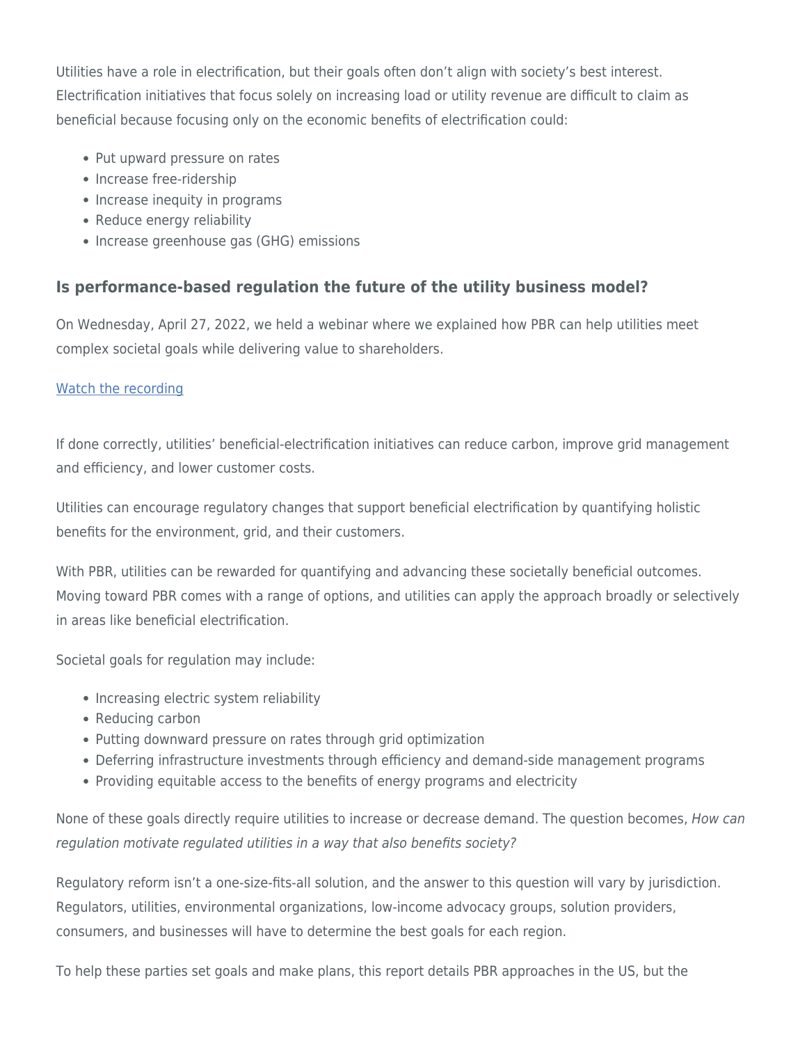Utilities have a role in electrification, but their goals often don't align with society's best interest. Electrification initiatives that focus solely on increasing load or utility revenue are difficult to claim as beneficial because focusing only on the economic benefits of electrification could:

- Put upward pressure on rates
- Increase free-ridership
- Increase inequity in programs
- Reduce energy reliability
- Increase greenhouse gas (GHG) emissions

### Is performance-based regulation the future of the utility business model?

On Wednesday, April 27, 2022, we held a webinar where we explained how PBR can help utilities meet complex societal goals while delivering value to shareholders.

[Watch the recording]

If done correctly, utilities' beneficial-electrification initiatives can reduce carbon, improve grid management and efficiency, and lower customer costs.

Utilities can encourage regulatory changes that support beneficial electrification by quantifying holistic benefits for the environment, grid, and their customers.

With PBR, utilities can be rewarded for quantifying and advancing these societally beneficial outcomes. Moving toward PBR comes with a range of options, and utilities can apply the approach broadly or selectively in areas like beneficial electrification.

Societal goals for regulation may include:

- Increasing electric system reliability
- Reducing carbon
- Putting downward pressure on rates through grid optimization
- Deferring infrastructure investments through efficiency and demand-side management programs
- Providing equitable access to the benefits of energy programs and electricity

None of these goals directly require utilities to increase or decrease demand. The question becomes, *How can regulation motivate regulated utilities in a way that also benefits society?*

Regulatory reform isn't a one-size-fits-all solution, and the answer to this question will vary by jurisdiction. Regulators, utilities, environmental organizations, low-income advocacy groups, solution providers, consumers, and businesses will have to determine the best goals for each region.

To help these parties set goals and make plans, this report details PBR approaches in the US, but the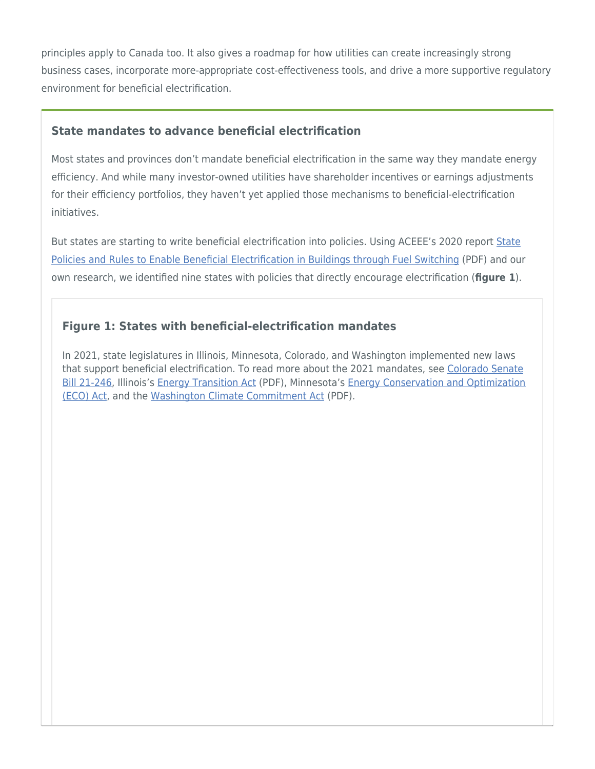principles apply to Canada too. It also gives a roadmap for how utilities can create increasingly strong business cases, incorporate more-appropriate cost-effectiveness tools, and drive a more supportive regulatory environment for beneficial electrification.

### State mandates to advance beneficial electrification

Most states and provinces don't mandate beneficial electrification in the same way they mandate energy efficiency. And while many investor-owned utilities have shareholder incentives or earnings adjustments for their efficiency portfolios, they haven't yet applied those mechanisms to beneficial-electrification initiatives.

But states are starting to write beneficial electrification into policies. Using ACEEE's 2020 report State Policies and Rules to Enable Beneficial Electrification in Buildings through Fuel Switching (PDF) and our own research, we identified nine states with policies that directly encourage electrification (**figure 1**).

#### Figure 1: States with beneficial-electrification mandates

In 2021, state legislatures in Illinois, Minnesota, Colorado, and Washington implemented new laws that support beneficial electrification. To read more about the 2021 mandates, see Colorado Senate Bill 21-246, Illinois's Energy Transition Act (PDF), Minnesota's Energy Conservation and Optimization (ECO) Act, and the Washington Climate Commitment Act (PDF).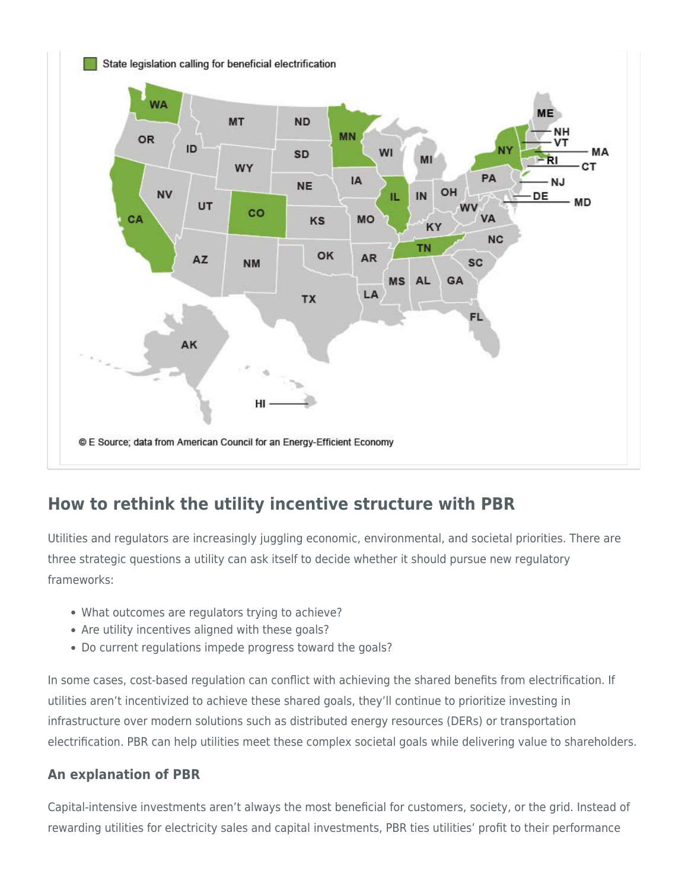State legislation calling for beneficial electrification

© E Source; data from American Council for an Energy-Efficient Economy

## How to rethink the utility incentive structure with PBR

Utilities and regulators are increasingly juggling economic, environmental, and societal priorities. There are three strategic questions a utility can ask itself to decide whether it should pursue new regulatory frameworks:

- What outcomes are regulators trying to achieve?
- Are utility incentives aligned with these goals?
- Do current regulations impede progress toward the goals?

In some cases, cost-based regulation can conflict with achieving the shared benefits from electrification. If utilities aren't incentivized to achieve these shared goals, they'll continue to prioritize investing in infrastructure over modern solutions such as distributed energy resources (DERs) or transportation electrification. PBR can help utilities meet these complex societal goals while delivering value to shareholders.

### An explanation of PBR

Capital-intensive investments aren't always the most beneficial for customers, society, or the grid. Instead of rewarding utilities for electricity sales and capital investments, PBR ties utilities' profit to their performance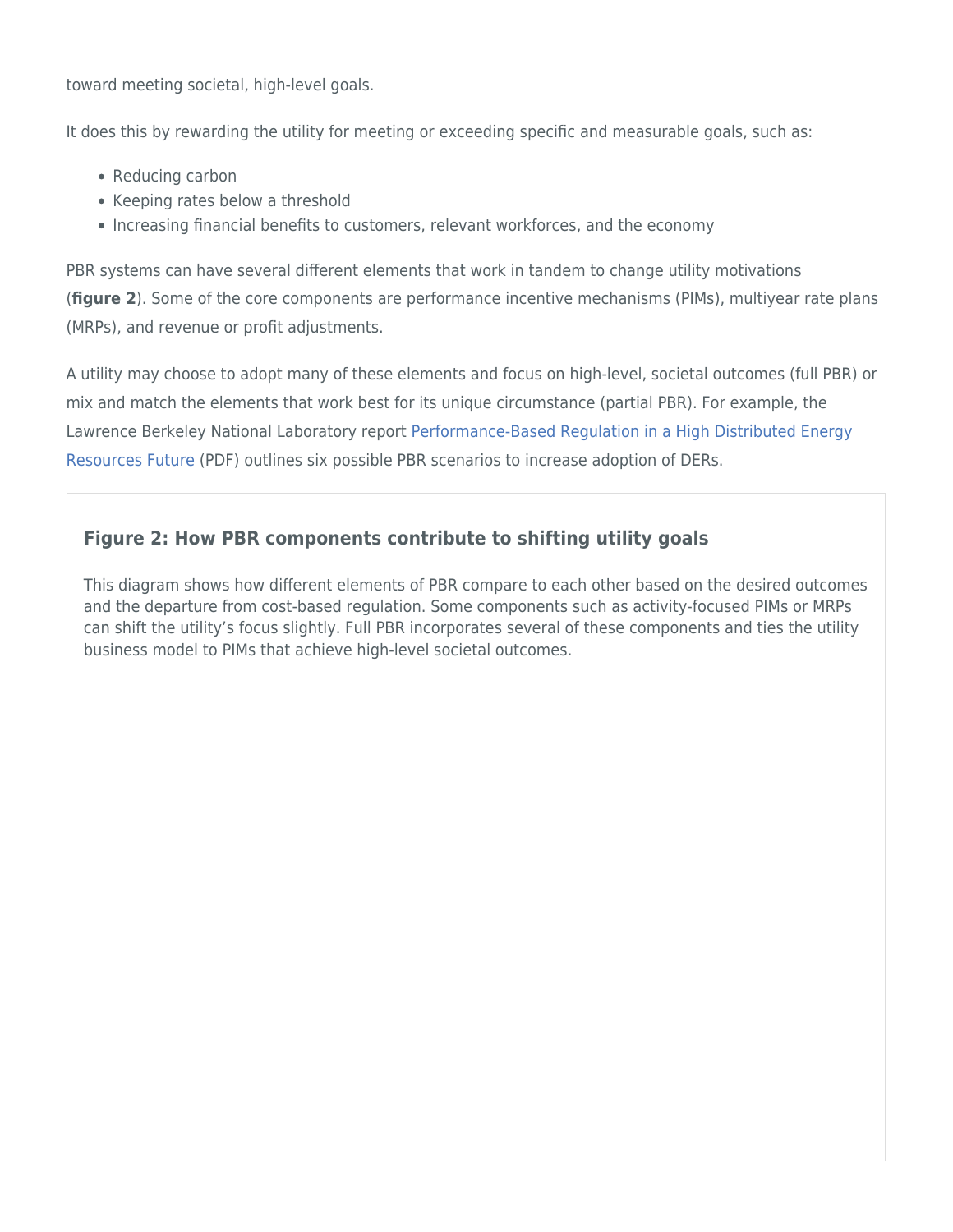toward meeting societal, high-level goals.

It does this by rewarding the utility for meeting or exceeding specific and measurable goals, such as:

- Reducing carbon
- Keeping rates below a threshold
- Increasing financial benefits to customers, relevant workforces, and the economy

PBR systems can have several different elements that work in tandem to change utility motivations (**figure 2**). Some of the core components are performance incentive mechanisms (PIMs), multiyear rate plans (MRPs), and revenue or profit adjustments.

A utility may choose to adopt many of these elements and focus on high-level, societal outcomes (full PBR) or mix and match the elements that work best for its unique circumstance (partial PBR). For example, the Lawrence Berkeley National Laboratory report [Performance-Based Regulation in a High Distributed Energy Resources Future](#) (PDF) outlines six possible PBR scenarios to increase adoption of DERs.

### Figure 2: How PBR components contribute to shifting utility goals

This diagram shows how different elements of PBR compare to each other based on the desired outcomes and the departure from cost-based regulation. Some components such as activity-focused PIMs or MRPs can shift the utility's focus slightly. Full PBR incorporates several of these components and ties the utility business model to PIMs that achieve high-level societal outcomes.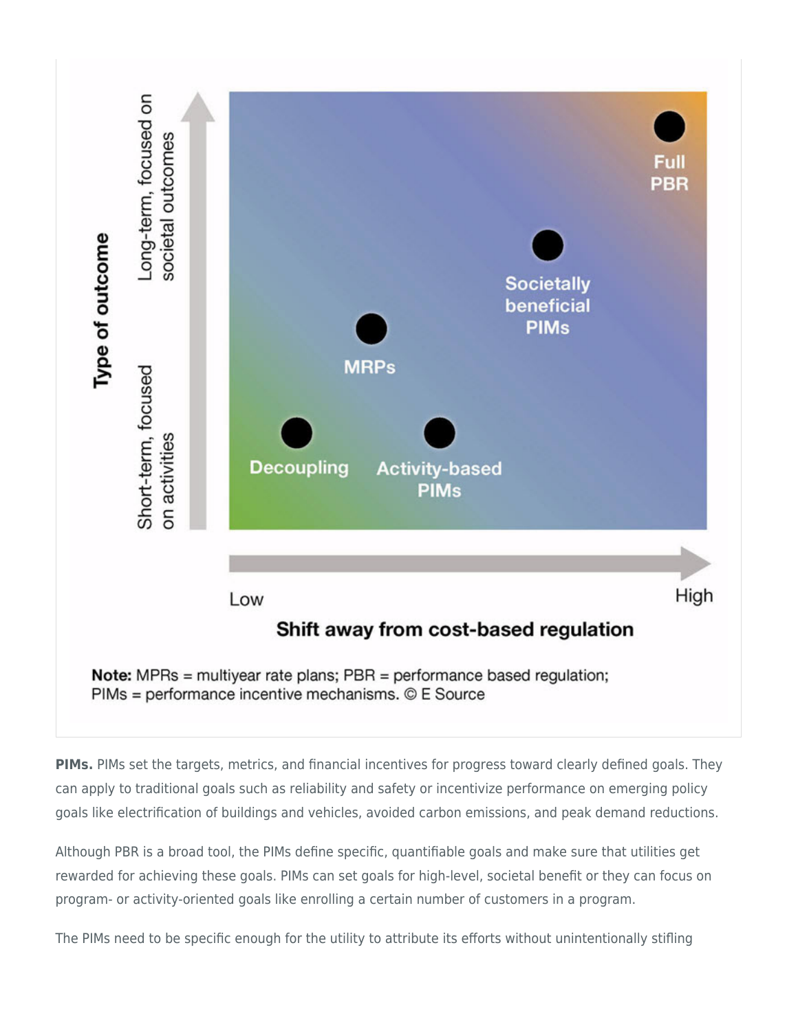Type of outcome

Long-term, focused on societal outcomes

Short-term, focused on activities

Full PBR

Societally beneficial PIMs

MRPs

Decoupling

Activity-based PIMs

Low

High

Shift away from cost-based regulation

**Note:** MPRs = multiyear rate plans; PBR = performance based regulation; PIMs = performance incentive mechanisms. © E Source

**PIMs.** PIMs set the targets, metrics, and financial incentives for progress toward clearly defined goals. They can apply to traditional goals such as reliability and safety or incentivize performance on emerging policy goals like electrification of buildings and vehicles, avoided carbon emissions, and peak demand reductions.

Although PBR is a broad tool, the PIMs define specific, quantifiable goals and make sure that utilities get rewarded for achieving these goals. PIMs can set goals for high-level, societal benefit or they can focus on program- or activity-oriented goals like enrolling a certain number of customers in a program.

The PIMs need to be specific enough for the utility to attribute its efforts without unintentionally stifling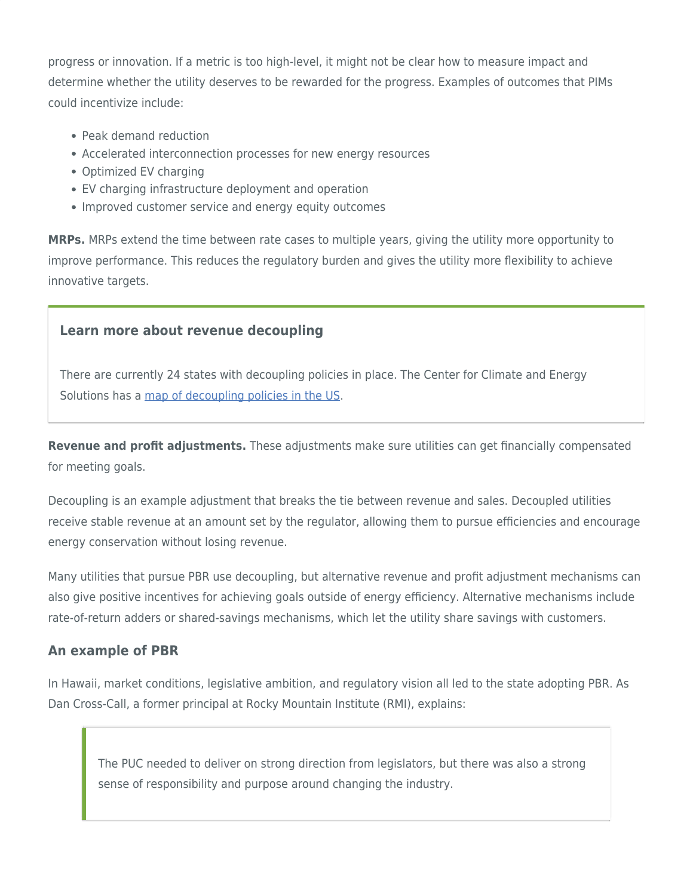progress or innovation. If a metric is too high-level, it might not be clear how to measure impact and determine whether the utility deserves to be rewarded for the progress. Examples of outcomes that PIMs could incentivize include:

- Peak demand reduction
- Accelerated interconnection processes for new energy resources
- Optimized EV charging
- EV charging infrastructure deployment and operation
- Improved customer service and energy equity outcomes

**MRPs.** MRPs extend the time between rate cases to multiple years, giving the utility more opportunity to improve performance. This reduces the regulatory burden and gives the utility more flexibility to achieve innovative targets.

> **Learn more about revenue decoupling**
>
> There are currently 24 states with decoupling policies in place. The Center for Climate and Energy Solutions has a [map of decoupling policies in the US](#).

**Revenue and profit adjustments.** These adjustments make sure utilities can get financially compensated for meeting goals.

Decoupling is an example adjustment that breaks the tie between revenue and sales. Decoupled utilities receive stable revenue at an amount set by the regulator, allowing them to pursue efficiencies and encourage energy conservation without losing revenue.

Many utilities that pursue PBR use decoupling, but alternative revenue and profit adjustment mechanisms can also give positive incentives for achieving goals outside of energy efficiency. Alternative mechanisms include rate-of-return adders or shared-savings mechanisms, which let the utility share savings with customers.

### An example of PBR

In Hawaii, market conditions, legislative ambition, and regulatory vision all led to the state adopting PBR. As Dan Cross-Call, a former principal at Rocky Mountain Institute (RMI), explains:

> The PUC needed to deliver on strong direction from legislators, but there was also a strong sense of responsibility and purpose around changing the industry.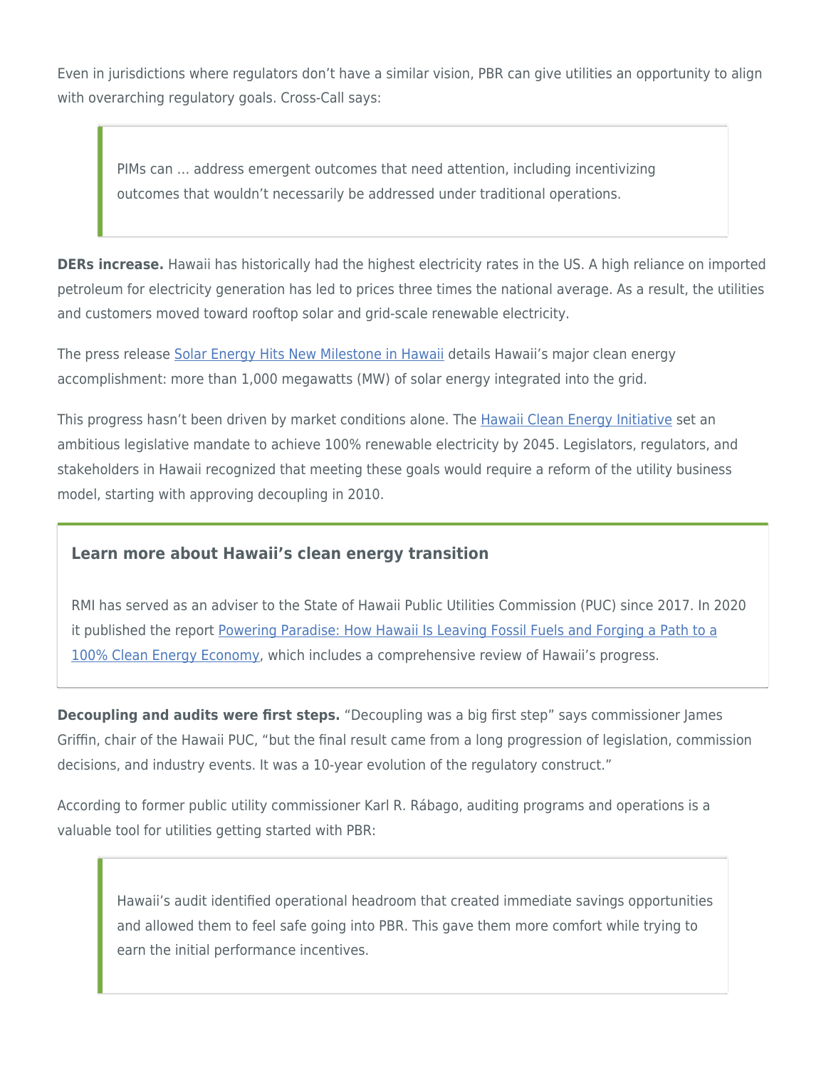Even in jurisdictions where regulators don't have a similar vision, PBR can give utilities an opportunity to align with overarching regulatory goals. Cross-Call says:

> PIMs can … address emergent outcomes that need attention, including incentivizing outcomes that wouldn't necessarily be addressed under traditional operations.

**DERs increase.** Hawaii has historically had the highest electricity rates in the US. A high reliance on imported petroleum for electricity generation has led to prices three times the national average. As a result, the utilities and customers moved toward rooftop solar and grid-scale renewable electricity.

The press release [Solar Energy Hits New Milestone in Hawaii]() details Hawaii's major clean energy accomplishment: more than 1,000 megawatts (MW) of solar energy integrated into the grid.

This progress hasn't been driven by market conditions alone. The [Hawaii Clean Energy Initiative]() set an ambitious legislative mandate to achieve 100% renewable electricity by 2045. Legislators, regulators, and stakeholders in Hawaii recognized that meeting these goals would require a reform of the utility business model, starting with approving decoupling in 2010.

> **Learn more about Hawaii's clean energy transition**
>
> RMI has served as an adviser to the State of Hawaii Public Utilities Commission (PUC) since 2017. In 2020 it published the report [Powering Paradise: How Hawaii Is Leaving Fossil Fuels and Forging a Path to a 100% Clean Energy Economy](), which includes a comprehensive review of Hawaii's progress.

**Decoupling and audits were first steps.** "Decoupling was a big first step" says commissioner James Griffin, chair of the Hawaii PUC, "but the final result came from a long progression of legislation, commission decisions, and industry events. It was a 10-year evolution of the regulatory construct."

According to former public utility commissioner Karl R. Rábago, auditing programs and operations is a valuable tool for utilities getting started with PBR:

> Hawaii's audit identified operational headroom that created immediate savings opportunities and allowed them to feel safe going into PBR. This gave them more comfort while trying to earn the initial performance incentives.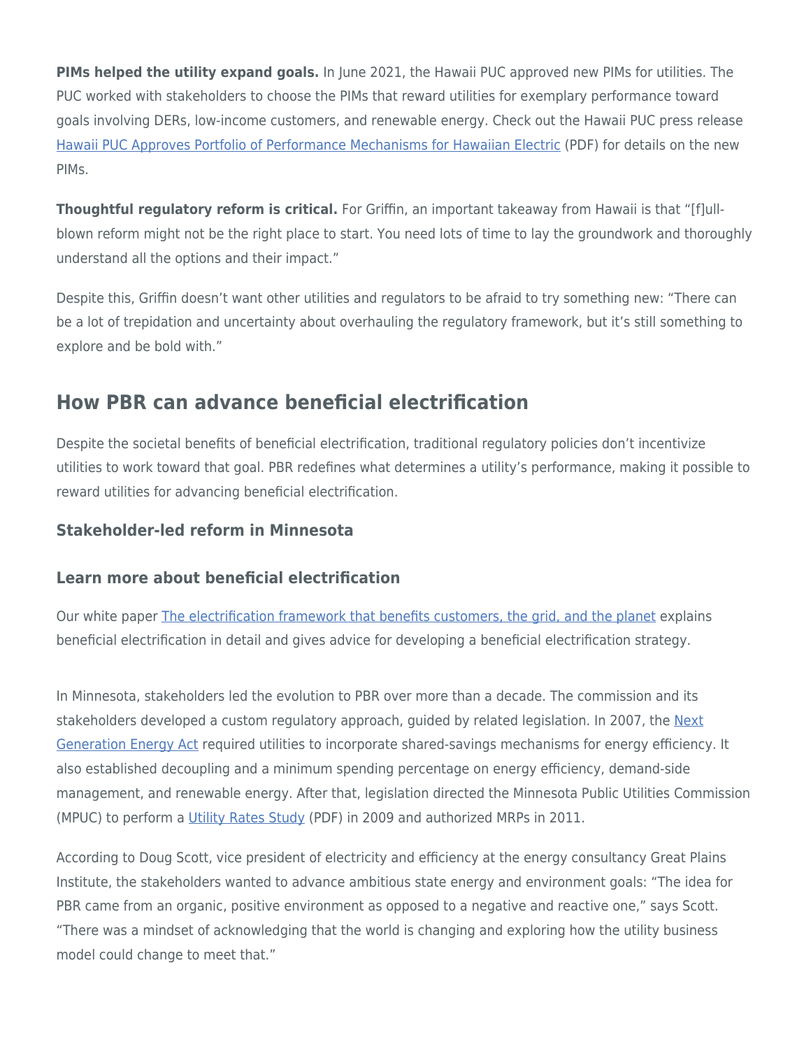**PIMs helped the utility expand goals.** In June 2021, the Hawaii PUC approved new PIMs for utilities. The PUC worked with stakeholders to choose the PIMs that reward utilities for exemplary performance toward goals involving DERs, low-income customers, and renewable energy. Check out the Hawaii PUC press release [Hawaii PUC Approves Portfolio of Performance Mechanisms for Hawaiian Electric](#) (PDF) for details on the new PIMs.

**Thoughtful regulatory reform is critical.** For Griffin, an important takeaway from Hawaii is that "[f]ull-blown reform might not be the right place to start. You need lots of time to lay the groundwork and thoroughly understand all the options and their impact."

Despite this, Griffin doesn't want other utilities and regulators to be afraid to try something new: "There can be a lot of trepidation and uncertainty about overhauling the regulatory framework, but it's still something to explore and be bold with."

## How PBR can advance beneficial electrification

Despite the societal benefits of beneficial electrification, traditional regulatory policies don't incentivize utilities to work toward that goal. PBR redefines what determines a utility's performance, making it possible to reward utilities for advancing beneficial electrification.

### Stakeholder-led reform in Minnesota

### Learn more about beneficial electrification

Our white paper [The electrification framework that benefits customers, the grid, and the planet](#) explains beneficial electrification in detail and gives advice for developing a beneficial electrification strategy.

In Minnesota, stakeholders led the evolution to PBR over more than a decade. The commission and its stakeholders developed a custom regulatory approach, guided by related legislation. In 2007, the [Next Generation Energy Act](#) required utilities to incorporate shared-savings mechanisms for energy efficiency. It also established decoupling and a minimum spending percentage on energy efficiency, demand-side management, and renewable energy. After that, legislation directed the Minnesota Public Utilities Commission (MPUC) to perform a [Utility Rates Study](#) (PDF) in 2009 and authorized MRPs in 2011.

According to Doug Scott, vice president of electricity and efficiency at the energy consultancy Great Plains Institute, the stakeholders wanted to advance ambitious state energy and environment goals: "The idea for PBR came from an organic, positive environment as opposed to a negative and reactive one," says Scott. "There was a mindset of acknowledging that the world is changing and exploring how the utility business model could change to meet that."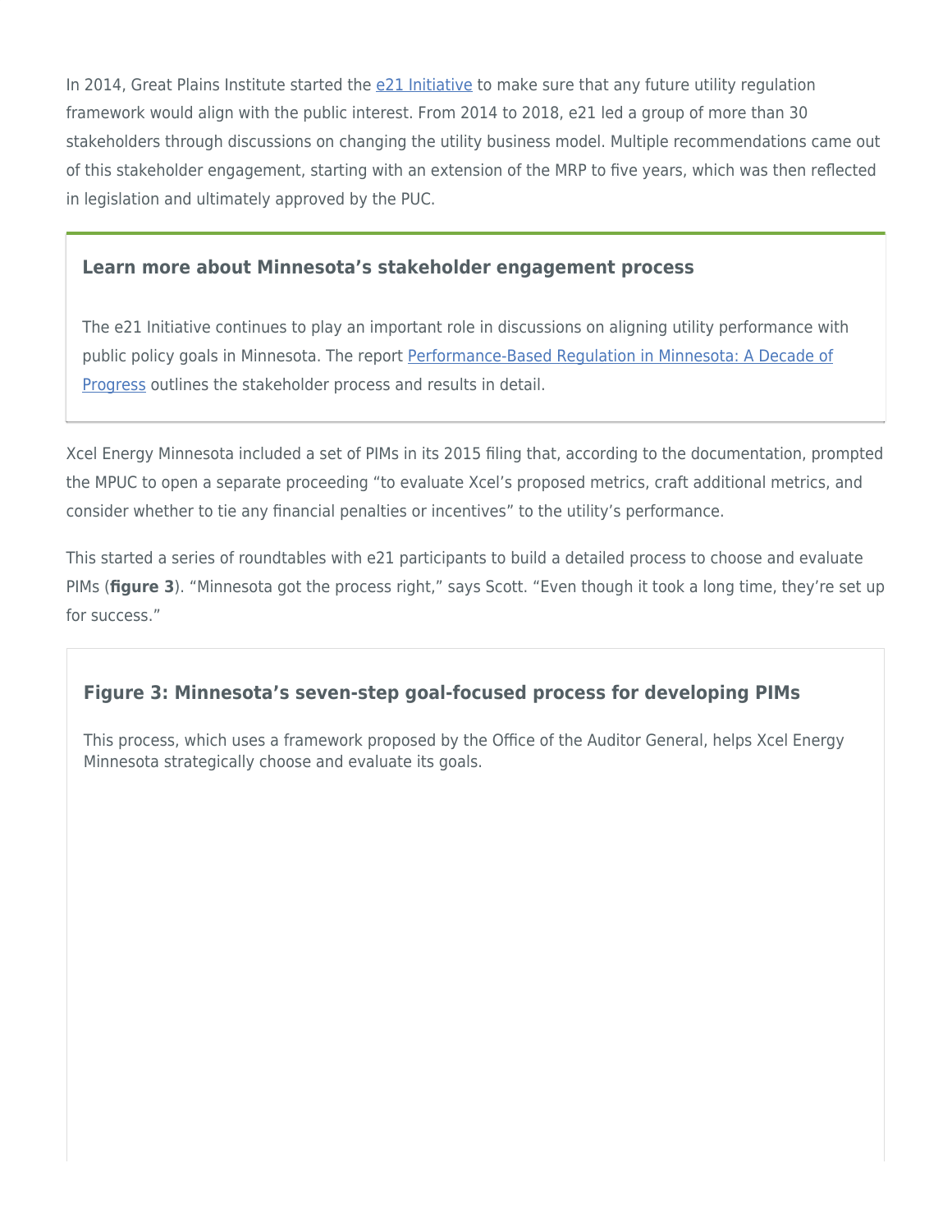In 2014, Great Plains Institute started the e21 Initiative to make sure that any future utility regulation framework would align with the public interest. From 2014 to 2018, e21 led a group of more than 30 stakeholders through discussions on changing the utility business model. Multiple recommendations came out of this stakeholder engagement, starting with an extension of the MRP to five years, which was then reflected in legislation and ultimately approved by the PUC.

### Learn more about Minnesota's stakeholder engagement process

The e21 Initiative continues to play an important role in discussions on aligning utility performance with public policy goals in Minnesota. The report Performance-Based Regulation in Minnesota: A Decade of Progress outlines the stakeholder process and results in detail.

Xcel Energy Minnesota included a set of PIMs in its 2015 filing that, according to the documentation, prompted the MPUC to open a separate proceeding "to evaluate Xcel's proposed metrics, craft additional metrics, and consider whether to tie any financial penalties or incentives" to the utility's performance.

This started a series of roundtables with e21 participants to build a detailed process to choose and evaluate PIMs (**figure 3**). "Minnesota got the process right," says Scott. "Even though it took a long time, they're set up for success."

### Figure 3: Minnesota's seven-step goal-focused process for developing PIMs

This process, which uses a framework proposed by the Office of the Auditor General, helps Xcel Energy Minnesota strategically choose and evaluate its goals.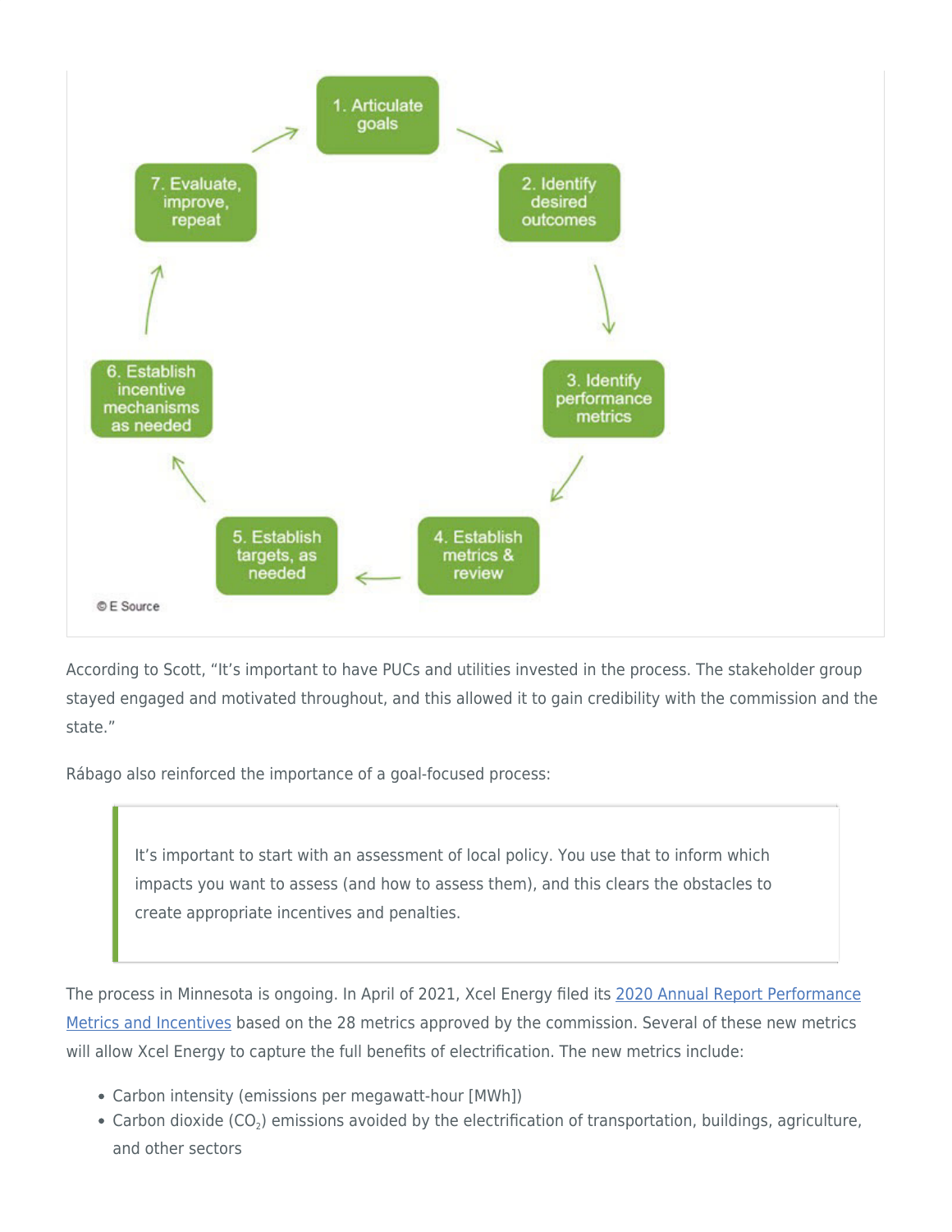1. Articulate goals
2. Identify desired outcomes
3. Identify performance metrics
4. Establish metrics & review
5. Establish targets, as needed
6. Establish incentive mechanisms as needed
7. Evaluate, improve, repeat

© E Source

According to Scott, "It's important to have PUCs and utilities invested in the process. The stakeholder group stayed engaged and motivated throughout, and this allowed it to gain credibility with the commission and the state."

Rábago also reinforced the importance of a goal-focused process:

> It's important to start with an assessment of local policy. You use that to inform which impacts you want to assess (and how to assess them), and this clears the obstacles to create appropriate incentives and penalties.

The process in Minnesota is ongoing. In April of 2021, Xcel Energy filed its 2020 Annual Report Performance Metrics and Incentives based on the 28 metrics approved by the commission. Several of these new metrics will allow Xcel Energy to capture the full benefits of electrification. The new metrics include:

- Carbon intensity (emissions per megawatt-hour [MWh])
- Carbon dioxide ($CO_2$) emissions avoided by the electrification of transportation, buildings, agriculture, and other sectors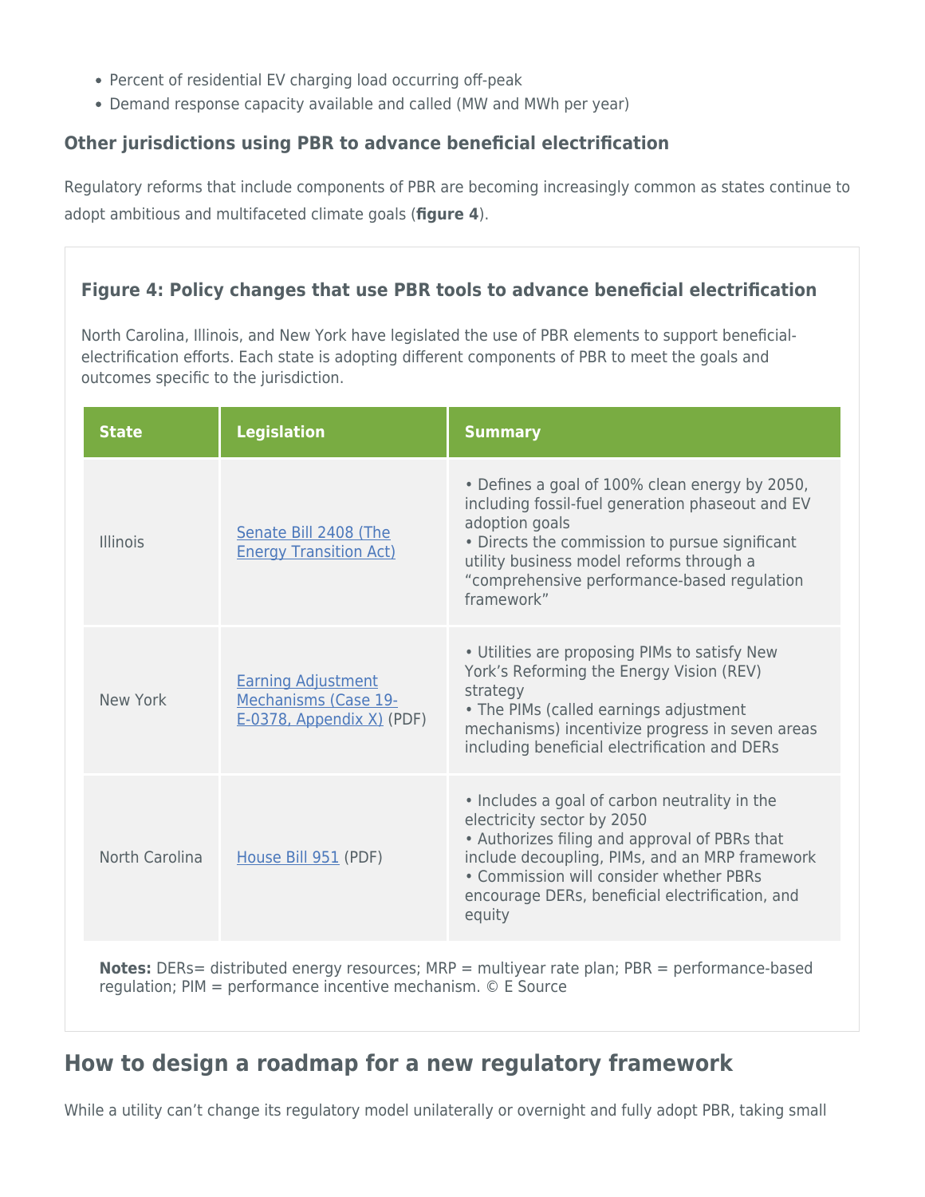- Percent of residential EV charging load occurring off-peak
- Demand response capacity available and called (MW and MWh per year)

### Other jurisdictions using PBR to advance beneficial electrification

Regulatory reforms that include components of PBR are becoming increasingly common as states continue to adopt ambitious and multifaceted climate goals (**figure 4**).

#### Figure 4: Policy changes that use PBR tools to advance beneficial electrification

North Carolina, Illinois, and New York have legislated the use of PBR elements to support beneficial-electrification efforts. Each state is adopting different components of PBR to meet the goals and outcomes specific to the jurisdiction.

| State | Legislation | Summary |
| --- | --- | --- |
| Illinois | Senate Bill 2408 (The Energy Transition Act) | • Defines a goal of 100% clean energy by 2050, including fossil-fuel generation phaseout and EV adoption goals<br>• Directs the commission to pursue significant utility business model reforms through a "comprehensive performance-based regulation framework" |
| New York | Earning Adjustment Mechanisms (Case 19-E-0378, Appendix X) (PDF) | • Utilities are proposing PIMs to satisfy New York's Reforming the Energy Vision (REV) strategy<br>• The PIMs (called earnings adjustment mechanisms) incentivize progress in seven areas including beneficial electrification and DERs |
| North Carolina | House Bill 951 (PDF) | • Includes a goal of carbon neutrality in the electricity sector by 2050<br>• Authorizes filing and approval of PBRs that include decoupling, PIMs, and an MRP framework<br>• Commission will consider whether PBRs encourage DERs, beneficial electrification, and equity |

**Notes:** DERs= distributed energy resources; MRP = multiyear rate plan; PBR = performance-based regulation; PIM = performance incentive mechanism. © E Source

## How to design a roadmap for a new regulatory framework

While a utility can't change its regulatory model unilaterally or overnight and fully adopt PBR, taking small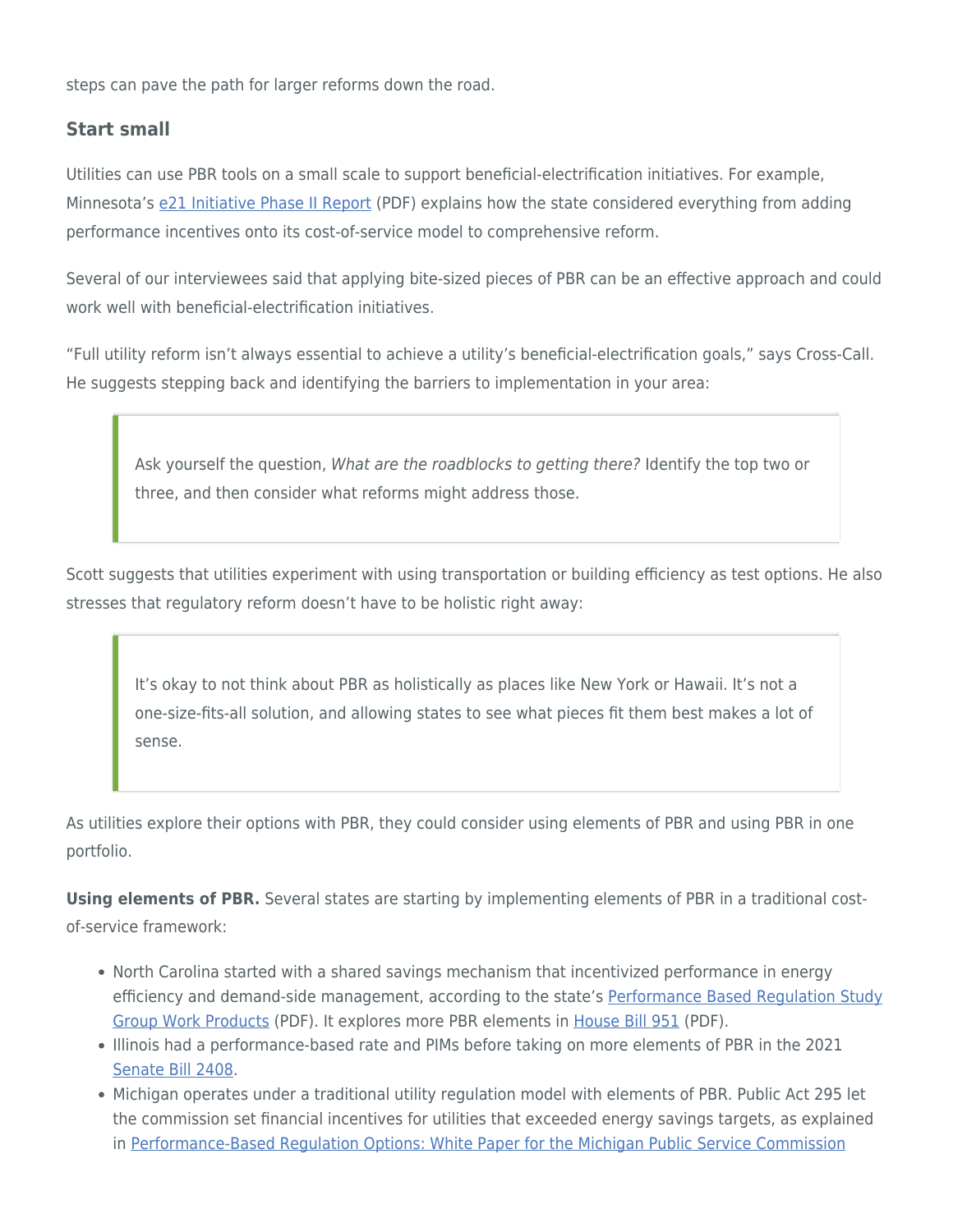steps can pave the path for larger reforms down the road.

### Start small

Utilities can use PBR tools on a small scale to support beneficial-electrification initiatives. For example, Minnesota's e21 Initiative Phase II Report (PDF) explains how the state considered everything from adding performance incentives onto its cost-of-service model to comprehensive reform.

Several of our interviewees said that applying bite-sized pieces of PBR can be an effective approach and could work well with beneficial-electrification initiatives.

"Full utility reform isn't always essential to achieve a utility's beneficial-electrification goals," says Cross-Call. He suggests stepping back and identifying the barriers to implementation in your area:

> Ask yourself the question, *What are the roadblocks to getting there?* Identify the top two or three, and then consider what reforms might address those.

Scott suggests that utilities experiment with using transportation or building efficiency as test options. He also stresses that regulatory reform doesn't have to be holistic right away:

> It's okay to not think about PBR as holistically as places like New York or Hawaii. It's not a one-size-fits-all solution, and allowing states to see what pieces fit them best makes a lot of sense.

As utilities explore their options with PBR, they could consider using elements of PBR and using PBR in one portfolio.

**Using elements of PBR.** Several states are starting by implementing elements of PBR in a traditional cost-of-service framework:

- North Carolina started with a shared savings mechanism that incentivized performance in energy efficiency and demand-side management, according to the state's Performance Based Regulation Study Group Work Products (PDF). It explores more PBR elements in House Bill 951 (PDF).
- Illinois had a performance-based rate and PIMs before taking on more elements of PBR in the 2021 Senate Bill 2408.
- Michigan operates under a traditional utility regulation model with elements of PBR. Public Act 295 let the commission set financial incentives for utilities that exceeded energy savings targets, as explained in Performance-Based Regulation Options: White Paper for the Michigan Public Service Commission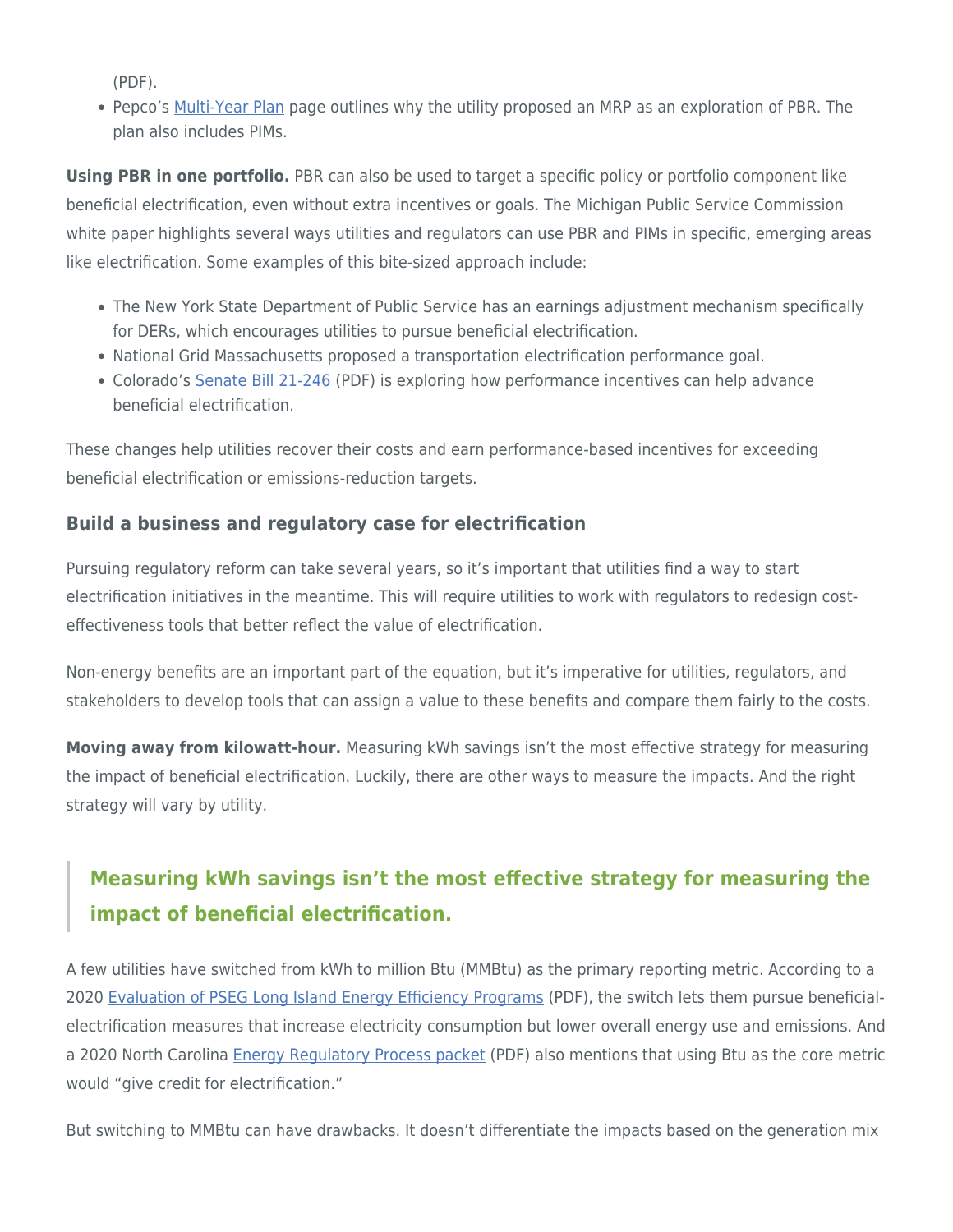(PDF).

- Pepco's Multi-Year Plan page outlines why the utility proposed an MRP as an exploration of PBR. The plan also includes PIMs.

**Using PBR in one portfolio.** PBR can also be used to target a specific policy or portfolio component like beneficial electrification, even without extra incentives or goals. The Michigan Public Service Commission white paper highlights several ways utilities and regulators can use PBR and PIMs in specific, emerging areas like electrification. Some examples of this bite-sized approach include:

- The New York State Department of Public Service has an earnings adjustment mechanism specifically for DERs, which encourages utilities to pursue beneficial electrification.
- National Grid Massachusetts proposed a transportation electrification performance goal.
- Colorado's Senate Bill 21-246 (PDF) is exploring how performance incentives can help advance beneficial electrification.

These changes help utilities recover their costs and earn performance-based incentives for exceeding beneficial electrification or emissions-reduction targets.

### Build a business and regulatory case for electrification

Pursuing regulatory reform can take several years, so it's important that utilities find a way to start electrification initiatives in the meantime. This will require utilities to work with regulators to redesign cost-effectiveness tools that better reflect the value of electrification.

Non-energy benefits are an important part of the equation, but it's imperative for utilities, regulators, and stakeholders to develop tools that can assign a value to these benefits and compare them fairly to the costs.

**Moving away from kilowatt-hour.** Measuring kWh savings isn't the most effective strategy for measuring the impact of beneficial electrification. Luckily, there are other ways to measure the impacts. And the right strategy will vary by utility.

> **Measuring kWh savings isn't the most effective strategy for measuring the impact of beneficial electrification.**

A few utilities have switched from kWh to million Btu (MMBtu) as the primary reporting metric. According to a 2020 Evaluation of PSEG Long Island Energy Efficiency Programs (PDF), the switch lets them pursue beneficial-electrification measures that increase electricity consumption but lower overall energy use and emissions. And a 2020 North Carolina Energy Regulatory Process packet (PDF) also mentions that using Btu as the core metric would "give credit for electrification."

But switching to MMBtu can have drawbacks. It doesn't differentiate the impacts based on the generation mix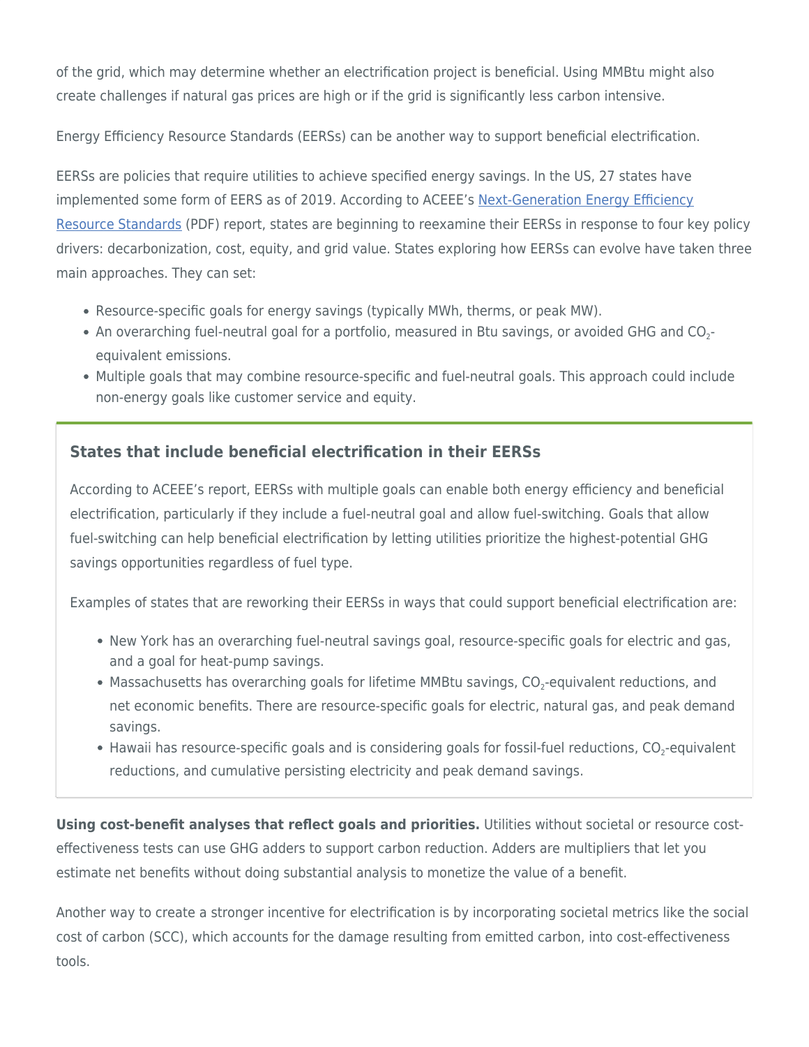of the grid, which may determine whether an electrification project is beneficial. Using MMBtu might also create challenges if natural gas prices are high or if the grid is significantly less carbon intensive.

Energy Efficiency Resource Standards (EERSs) can be another way to support beneficial electrification.

EERSs are policies that require utilities to achieve specified energy savings. In the US, 27 states have implemented some form of EERS as of 2019. According to ACEEE's [Next-Generation Energy Efficiency Resource Standards](#) (PDF) report, states are beginning to reexamine their EERSs in response to four key policy drivers: decarbonization, cost, equity, and grid value. States exploring how EERSs can evolve have taken three main approaches. They can set:

- Resource-specific goals for energy savings (typically MWh, therms, or peak MW).
- An overarching fuel-neutral goal for a portfolio, measured in Btu savings, or avoided GHG and $CO_2$-equivalent emissions.
- Multiple goals that may combine resource-specific and fuel-neutral goals. This approach could include non-energy goals like customer service and equity.

### States that include beneficial electrification in their EERSs

According to ACEEE's report, EERSs with multiple goals can enable both energy efficiency and beneficial electrification, particularly if they include a fuel-neutral goal and allow fuel-switching. Goals that allow fuel-switching can help beneficial electrification by letting utilities prioritize the highest-potential GHG savings opportunities regardless of fuel type.

Examples of states that are reworking their EERSs in ways that could support beneficial electrification are:

- New York has an overarching fuel-neutral savings goal, resource-specific goals for electric and gas, and a goal for heat-pump savings.
- Massachusetts has overarching goals for lifetime MMBtu savings, $CO_2$-equivalent reductions, and net economic benefits. There are resource-specific goals for electric, natural gas, and peak demand savings.
- Hawaii has resource-specific goals and is considering goals for fossil-fuel reductions, $CO_2$-equivalent reductions, and cumulative persisting electricity and peak demand savings.

**Using cost-benefit analyses that reflect goals and priorities.** Utilities without societal or resource cost-effectiveness tests can use GHG adders to support carbon reduction. Adders are multipliers that let you estimate net benefits without doing substantial analysis to monetize the value of a benefit.

Another way to create a stronger incentive for electrification is by incorporating societal metrics like the social cost of carbon (SCC), which accounts for the damage resulting from emitted carbon, into cost-effectiveness tools.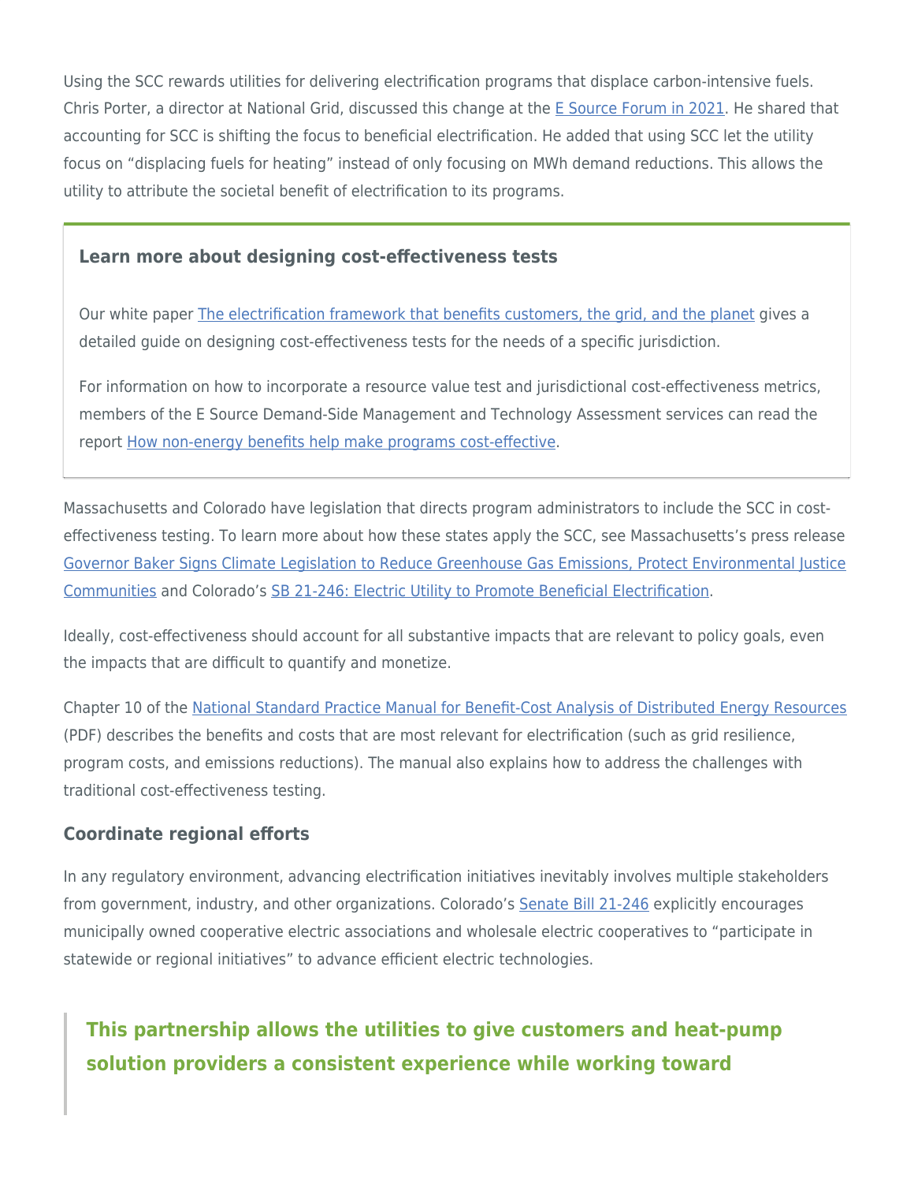Using the SCC rewards utilities for delivering electrification programs that displace carbon-intensive fuels. Chris Porter, a director at National Grid, discussed this change at the [E Source Forum in 2021](). He shared that accounting for SCC is shifting the focus to beneficial electrification. He added that using SCC let the utility focus on "displacing fuels for heating" instead of only focusing on MWh demand reductions. This allows the utility to attribute the societal benefit of electrification to its programs.

### Learn more about designing cost-effectiveness tests

Our white paper [The electrification framework that benefits customers, the grid, and the planet]() gives a detailed guide on designing cost-effectiveness tests for the needs of a specific jurisdiction.

For information on how to incorporate a resource value test and jurisdictional cost-effectiveness metrics, members of the E Source Demand-Side Management and Technology Assessment services can read the report [How non-energy benefits help make programs cost-effective]().

Massachusetts and Colorado have legislation that directs program administrators to include the SCC in cost-effectiveness testing. To learn more about how these states apply the SCC, see Massachusetts's press release [Governor Baker Signs Climate Legislation to Reduce Greenhouse Gas Emissions, Protect Environmental Justice Communities]() and Colorado's [SB 21-246: Electric Utility to Promote Beneficial Electrification]().

Ideally, cost-effectiveness should account for all substantive impacts that are relevant to policy goals, even the impacts that are difficult to quantify and monetize.

Chapter 10 of the [National Standard Practice Manual for Benefit-Cost Analysis of Distributed Energy Resources]() (PDF) describes the benefits and costs that are most relevant for electrification (such as grid resilience, program costs, and emissions reductions). The manual also explains how to address the challenges with traditional cost-effectiveness testing.

### Coordinate regional efforts

In any regulatory environment, advancing electrification initiatives inevitably involves multiple stakeholders from government, industry, and other organizations. Colorado's [Senate Bill 21-246]() explicitly encourages municipally owned cooperative electric associations and wholesale electric cooperatives to "participate in statewide or regional initiatives" to advance efficient electric technologies.

> **This partnership allows the utilities to give customers and heat-pump solution providers a consistent experience while working toward**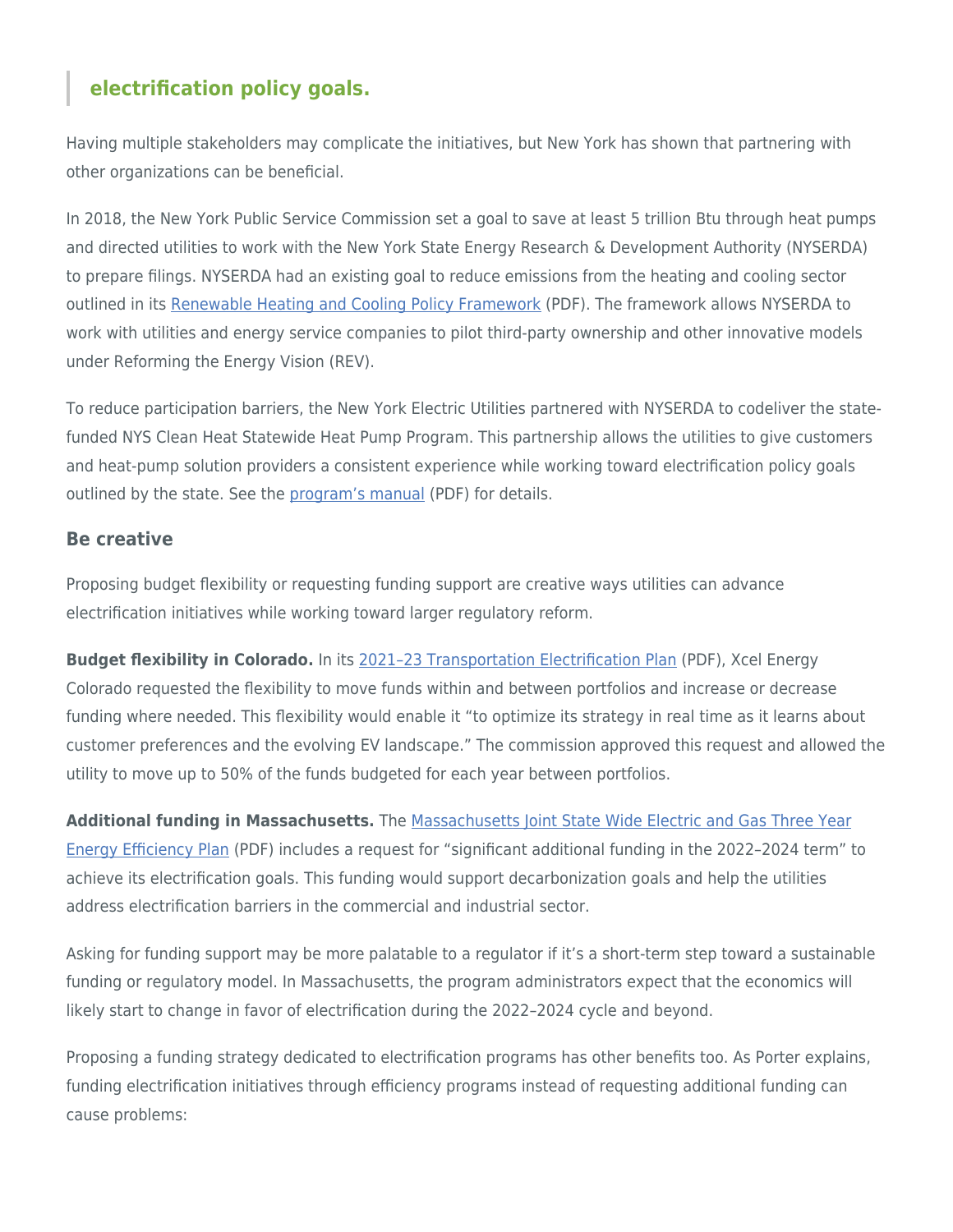> **electrification policy goals.**

Having multiple stakeholders may complicate the initiatives, but New York has shown that partnering with other organizations can be beneficial.

In 2018, the New York Public Service Commission set a goal to save at least 5 trillion Btu through heat pumps and directed utilities to work with the New York State Energy Research & Development Authority (NYSERDA) to prepare filings. NYSERDA had an existing goal to reduce emissions from the heating and cooling sector outlined in its Renewable Heating and Cooling Policy Framework (PDF). The framework allows NYSERDA to work with utilities and energy service companies to pilot third-party ownership and other innovative models under Reforming the Energy Vision (REV).

To reduce participation barriers, the New York Electric Utilities partnered with NYSERDA to codeliver the state-funded NYS Clean Heat Statewide Heat Pump Program. This partnership allows the utilities to give customers and heat-pump solution providers a consistent experience while working toward electrification policy goals outlined by the state. See the program's manual (PDF) for details.

### Be creative

Proposing budget flexibility or requesting funding support are creative ways utilities can advance electrification initiatives while working toward larger regulatory reform.

**Budget flexibility in Colorado.** In its 2021–23 Transportation Electrification Plan (PDF), Xcel Energy Colorado requested the flexibility to move funds within and between portfolios and increase or decrease funding where needed. This flexibility would enable it "to optimize its strategy in real time as it learns about customer preferences and the evolving EV landscape." The commission approved this request and allowed the utility to move up to 50% of the funds budgeted for each year between portfolios.

**Additional funding in Massachusetts.** The Massachusetts Joint State Wide Electric and Gas Three Year Energy Efficiency Plan (PDF) includes a request for "significant additional funding in the 2022–2024 term" to achieve its electrification goals. This funding would support decarbonization goals and help the utilities address electrification barriers in the commercial and industrial sector.

Asking for funding support may be more palatable to a regulator if it's a short-term step toward a sustainable funding or regulatory model. In Massachusetts, the program administrators expect that the economics will likely start to change in favor of electrification during the 2022–2024 cycle and beyond.

Proposing a funding strategy dedicated to electrification programs has other benefits too. As Porter explains, funding electrification initiatives through efficiency programs instead of requesting additional funding can cause problems: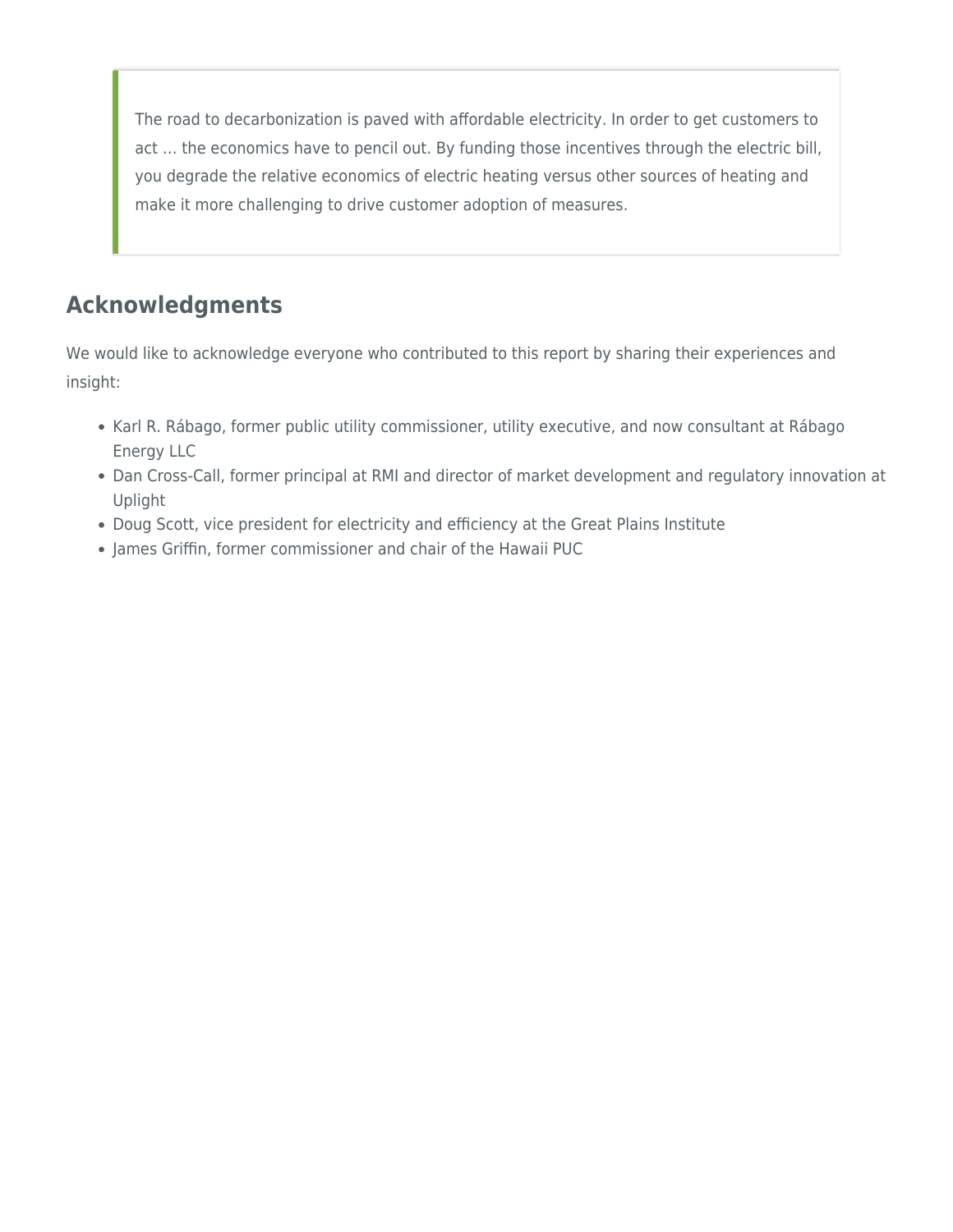> The road to decarbonization is paved with affordable electricity. In order to get customers to act … the economics have to pencil out. By funding those incentives through the electric bill, you degrade the relative economics of electric heating versus other sources of heating and make it more challenging to drive customer adoption of measures.

## Acknowledgments

We would like to acknowledge everyone who contributed to this report by sharing their experiences and insight:

- Karl R. Rábago, former public utility commissioner, utility executive, and now consultant at Rábago Energy LLC
- Dan Cross-Call, former principal at RMI and director of market development and regulatory innovation at Uplight
- Doug Scott, vice president for electricity and efficiency at the Great Plains Institute
- James Griffin, former commissioner and chair of the Hawaii PUC